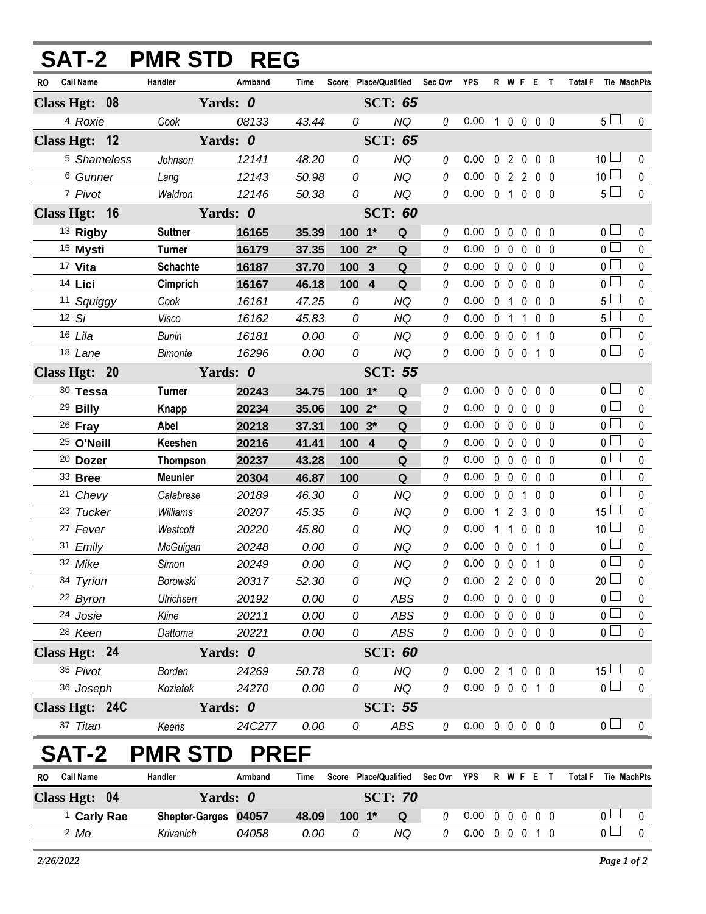# SAT-2 PMR STD REG

| RO | Call Name | Handler | Armband | Time | Score | Place/Qualified | | Sec Ovr | YPS | R | W | F | E | T | Total F | Tie | MachPts |
|---|---|---|---|---|---|---|---|---|---|---|---|---|---|---|---|---|---|
| **Class Hgt: 08** | | **Yards: 0** | | | | **SCT: 65** | | | | | | | | | | | |
| 4 | Roxie | Cook | 08133 | 43.44 | 0 | | NQ | 0 | 0.00 | 1 | 0 | 0 | 0 | 0 | 5 | | 0 |
| **Class Hgt: 12** | | **Yards: 0** | | | | **SCT: 65** | | | | | | | | | | | |
| 5 | Shameless | Johnson | 12141 | 48.20 | 0 | | NQ | 0 | 0.00 | 0 | 2 | 0 | 0 | 0 | 10 | | 0 |
| 6 | Gunner | Lang | 12143 | 50.98 | 0 | | NQ | 0 | 0.00 | 0 | 2 | 2 | 0 | 0 | 10 | | 0 |
| 7 | Pivot | Waldron | 12146 | 50.38 | 0 | | NQ | 0 | 0.00 | 0 | 1 | 0 | 0 | 0 | 5 | | 0 |
| **Class Hgt: 16** | | **Yards: 0** | | | | **SCT: 60** | | | | | | | | | | | |
| 13 | **Rigby** | **Suttner** | **16165** | **35.39** | **100** | **1*** | **Q** | 0 | 0.00 | 0 | 0 | 0 | 0 | 0 | 0 | | 0 |
| 15 | **Mysti** | **Turner** | **16179** | **37.35** | **100** | **2*** | **Q** | 0 | 0.00 | 0 | 0 | 0 | 0 | 0 | 0 | | 0 |
| 17 | **Vita** | **Schachte** | **16187** | **37.70** | **100** | **3** | **Q** | 0 | 0.00 | 0 | 0 | 0 | 0 | 0 | 0 | | 0 |
| 14 | **Lici** | **Cimprich** | **16167** | **46.18** | **100** | **4** | **Q** | 0 | 0.00 | 0 | 0 | 0 | 0 | 0 | 0 | | 0 |
| 11 | Squiggy | Cook | 16161 | 47.25 | 0 | | NQ | 0 | 0.00 | 0 | 1 | 0 | 0 | 0 | 5 | | 0 |
| 12 | Si | Visco | 16162 | 45.83 | 0 | | NQ | 0 | 0.00 | 0 | 1 | 1 | 0 | 0 | 5 | | 0 |
| 16 | Lila | Bunin | 16181 | 0.00 | 0 | | NQ | 0 | 0.00 | 0 | 0 | 0 | 1 | 0 | 0 | | 0 |
| 18 | Lane | Bimonte | 16296 | 0.00 | 0 | | NQ | 0 | 0.00 | 0 | 0 | 0 | 1 | 0 | 0 | | 0 |
| **Class Hgt: 20** | | **Yards: 0** | | | | **SCT: 55** | | | | | | | | | | | |
| 30 | **Tessa** | **Turner** | **20243** | **34.75** | **100** | **1*** | **Q** | 0 | 0.00 | 0 | 0 | 0 | 0 | 0 | 0 | | 0 |
| 29 | **Billy** | **Knapp** | **20234** | **35.06** | **100** | **2*** | **Q** | 0 | 0.00 | 0 | 0 | 0 | 0 | 0 | 0 | | 0 |
| 26 | **Fray** | **Abel** | **20218** | **37.31** | **100** | **3*** | **Q** | 0 | 0.00 | 0 | 0 | 0 | 0 | 0 | 0 | | 0 |
| 25 | **O'Neill** | **Keeshen** | **20216** | **41.41** | **100** | **4** | **Q** | 0 | 0.00 | 0 | 0 | 0 | 0 | 0 | 0 | | 0 |
| 20 | **Dozer** | **Thompson** | **20237** | **43.28** | **100** | | **Q** | 0 | 0.00 | 0 | 0 | 0 | 0 | 0 | 0 | | 0 |
| 33 | **Bree** | **Meunier** | **20304** | **46.87** | **100** | | **Q** | 0 | 0.00 | 0 | 0 | 0 | 0 | 0 | 0 | | 0 |
| 21 | Chevy | Calabrese | 20189 | 46.30 | 0 | | NQ | 0 | 0.00 | 0 | 0 | 1 | 0 | 0 | 0 | | 0 |
| 23 | Tucker | Williams | 20207 | 45.35 | 0 | | NQ | 0 | 0.00 | 1 | 2 | 3 | 0 | 0 | 15 | | 0 |
| 27 | Fever | Westcott | 20220 | 45.80 | 0 | | NQ | 0 | 0.00 | 1 | 1 | 0 | 0 | 0 | 10 | | 0 |
| 31 | Emily | McGuigan | 20248 | 0.00 | 0 | | NQ | 0 | 0.00 | 0 | 0 | 0 | 1 | 0 | 0 | | 0 |
| 32 | Mike | Simon | 20249 | 0.00 | 0 | | NQ | 0 | 0.00 | 0 | 0 | 0 | 1 | 0 | 0 | | 0 |
| 34 | Tyrion | Borowski | 20317 | 52.30 | 0 | | NQ | 0 | 0.00 | 2 | 2 | 0 | 0 | 0 | 20 | | 0 |
| 22 | Byron | Ulrichsen | 20192 | 0.00 | 0 | | ABS | 0 | 0.00 | 0 | 0 | 0 | 0 | 0 | 0 | | 0 |
| 24 | Josie | Kline | 20211 | 0.00 | 0 | | ABS | 0 | 0.00 | 0 | 0 | 0 | 0 | 0 | 0 | | 0 |
| 28 | Keen | Dattoma | 20221 | 0.00 | 0 | | ABS | 0 | 0.00 | 0 | 0 | 0 | 0 | 0 | 0 | | 0 |
| **Class Hgt: 24** | | **Yards: 0** | | | | **SCT: 60** | | | | | | | | | | | |
| 35 | Pivot | Borden | 24269 | 50.78 | 0 | | NQ | 0 | 0.00 | 2 | 1 | 0 | 0 | 0 | 15 | | 0 |
| 36 | Joseph | Koziatek | 24270 | 0.00 | 0 | | NQ | 0 | 0.00 | 0 | 0 | 0 | 1 | 0 | 0 | | 0 |
| **Class Hgt: 24C** | | **Yards: 0** | | | | **SCT: 55** | | | | | | | | | | | |
| 37 | Titan | Keens | 24C277 | 0.00 | 0 | | ABS | 0 | 0.00 | 0 | 0 | 0 | 0 | 0 | 0 | | 0 |

# SAT-2 PMR STD PREF

| RO | Call Name | Handler | Armband | Time | Score | Place/Qualified | | Sec Ovr | YPS | R | W | F | E | T | Total F | Tie | MachPts |
|---|---|---|---|---|---|---|---|---|---|---|---|---|---|---|---|---|---|
| **Class Hgt: 04** | | **Yards: 0** | | | | **SCT: 70** | | | | | | | | | | | |
| 1 | **Carly Rae** | **Shepter-Garges** | **04057** | **48.09** | **100** | **1*** | **Q** | 0 | 0.00 | 0 | 0 | 0 | 0 | 0 | 0 | | 0 |
| 2 | Mo | Krivanich | 04058 | 0.00 | 0 | | NQ | 0 | 0.00 | 0 | 0 | 0 | 1 | 0 | 0 | | 0 |

*2/26/2022*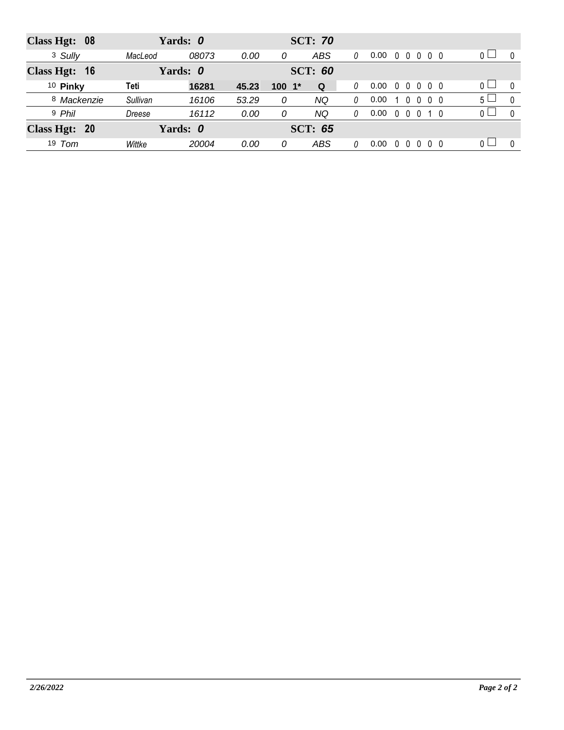| | | | | | | | | | | | | | | | | |
|---|---|---|---|---|---|---|---|---|---|---|---|---|---|---|---|---|
| **Class Hgt: 08** | | **Yards: *0*** | | | **SCT: *70*** | | | | | | | | | | | |
| 3 *Sully* | *MacLeod* | *08073* | *0.00* | *0* | *ABS* | *0* | 0.00 | 0 | 0 | 0 | 0 | 0 | | 0 ☐ | 0 |
| **Class Hgt: 16** | | **Yards: *0*** | | | **SCT: *60*** | | | | | | | | | | | |
| 10 **Pinky** | **Teti** | **16281** | **45.23** | **100 1*** | **Q** | *0* | 0.00 | 0 | 0 | 0 | 0 | 0 | | 0 ☐ | 0 |
| 8 *Mackenzie* | *Sullivan* | *16106* | *53.29* | *0* | *NQ* | *0* | 0.00 | 1 | 0 | 0 | 0 | 0 | | 5 ☐ | 0 |
| 9 *Phil* | *Dreese* | *16112* | *0.00* | *0* | *NQ* | *0* | 0.00 | 0 | 0 | 0 | 1 | 0 | | 0 ☐ | 0 |
| **Class Hgt: 20** | | **Yards: *0*** | | | **SCT: *65*** | | | | | | | | | | | |
| 19 *Tom* | *Wittke* | *20004* | *0.00* | *0* | *ABS* | *0* | 0.00 | 0 | 0 | 0 | 0 | 0 | | 0 ☐ | 0 |

*2/26/2022*